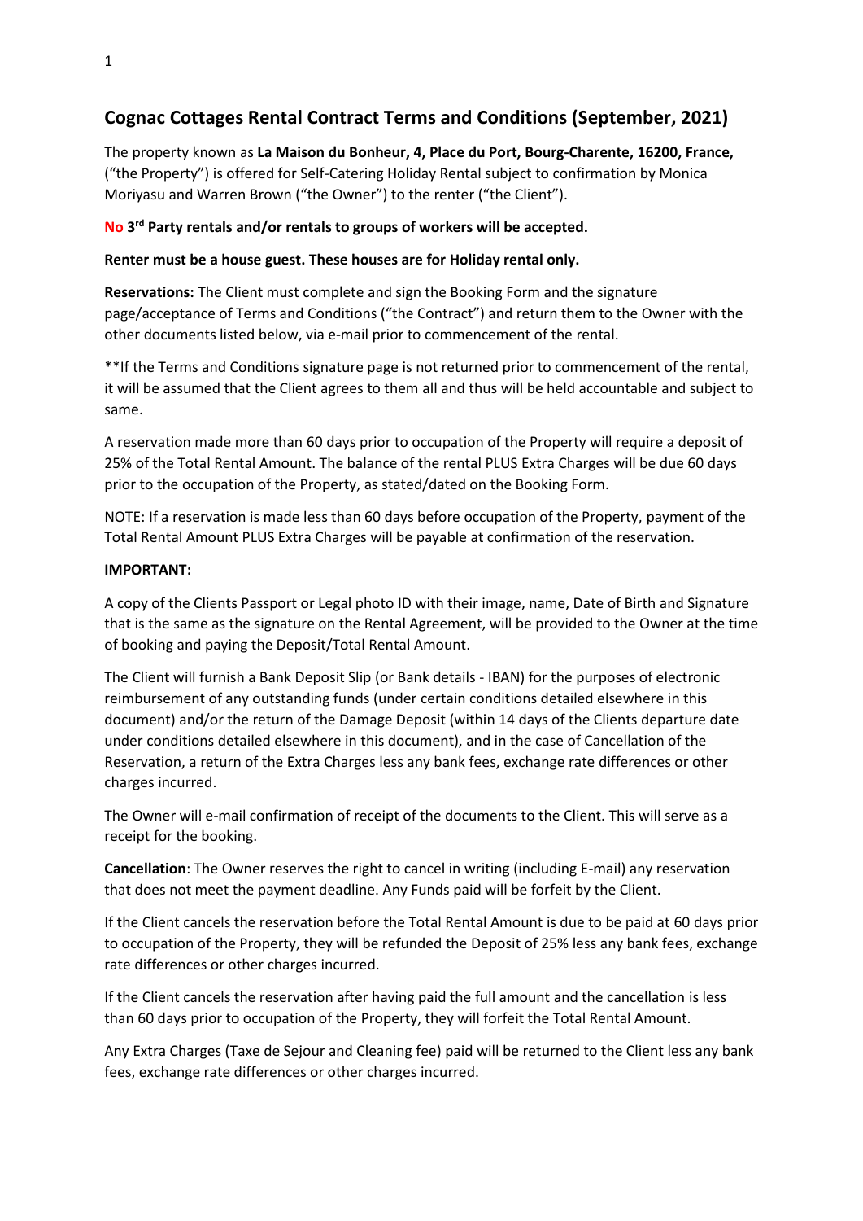## Cognac Cottages Rental Contract Terms and Conditions (September, 2021)

The property known as **La Maison du Bonheur, 4, Place du Port, Bourg-Charente, 16200, France,** ("the Property") is offered for Self-Catering Holiday Rental subject to confirmation by Monica Moriyasu and Warren Brown ("the Owner") to the renter ("the Client").

**No 3rd Party rentals and/or rentals to groups of workers will be accepted.**

**Renter must be a house guest. These houses are for Holiday rental only.**

**Reservations:** The Client must complete and sign the Booking Form and the signature page/acceptance of Terms and Conditions ("the Contract") and return them to the Owner with the other documents listed below, via e-mail prior to commencement of the rental.

**If the Terms and Conditions signature page is not returned prior to commencement of the rental, it will be assumed that the Client agrees to them all and thus will be held accountable and subject to same.

A reservation made more than 60 days prior to occupation of the Property will require a deposit of 25% of the Total Rental Amount. The balance of the rental PLUS Extra Charges will be due 60 days prior to the occupation of the Property, as stated/dated on the Booking Form.

NOTE: If a reservation is made less than 60 days before occupation of the Property, payment of the Total Rental Amount PLUS Extra Charges will be payable at confirmation of the reservation.

**IMPORTANT:**

A copy of the Clients Passport or Legal photo ID with their image, name, Date of Birth and Signature that is the same as the signature on the Rental Agreement, will be provided to the Owner at the time of booking and paying the Deposit/Total Rental Amount.

The Client will furnish a Bank Deposit Slip (or Bank details - IBAN) for the purposes of electronic reimbursement of any outstanding funds (under certain conditions detailed elsewhere in this document) and/or the return of the Damage Deposit (within 14 days of the Clients departure date under conditions detailed elsewhere in this document), and in the case of Cancellation of the Reservation, a return of the Extra Charges less any bank fees, exchange rate differences or other charges incurred.

The Owner will e-mail confirmation of receipt of the documents to the Client. This will serve as a receipt for the booking.

**Cancellation**: The Owner reserves the right to cancel in writing (including E-mail) any reservation that does not meet the payment deadline. Any Funds paid will be forfeit by the Client.

If the Client cancels the reservation before the Total Rental Amount is due to be paid at 60 days prior to occupation of the Property, they will be refunded the Deposit of 25% less any bank fees, exchange rate differences or other charges incurred.

If the Client cancels the reservation after having paid the full amount and the cancellation is less than 60 days prior to occupation of the Property, they will forfeit the Total Rental Amount.

Any Extra Charges (Taxe de Sejour and Cleaning fee) paid will be returned to the Client less any bank fees, exchange rate differences or other charges incurred.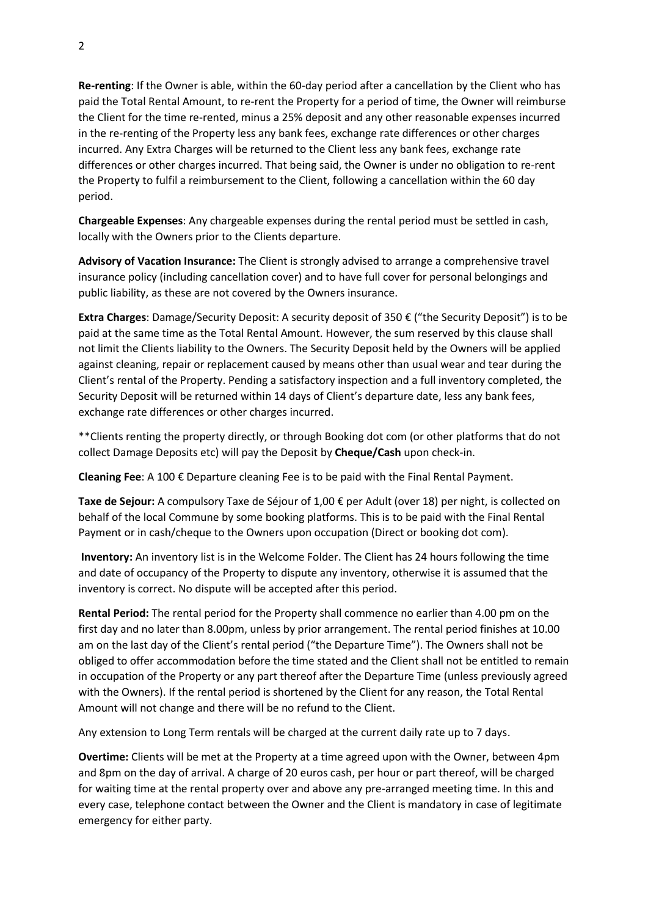**Re-renting**: If the Owner is able, within the 60-day period after a cancellation by the Client who has paid the Total Rental Amount, to re-rent the Property for a period of time, the Owner will reimburse the Client for the time re-rented, minus a 25% deposit and any other reasonable expenses incurred in the re-renting of the Property less any bank fees, exchange rate differences or other charges incurred. Any Extra Charges will be returned to the Client less any bank fees, exchange rate differences or other charges incurred. That being said, the Owner is under no obligation to re-rent the Property to fulfil a reimbursement to the Client, following a cancellation within the 60 day period.

**Chargeable Expenses**: Any chargeable expenses during the rental period must be settled in cash, locally with the Owners prior to the Clients departure.

**Advisory of Vacation Insurance:** The Client is strongly advised to arrange a comprehensive travel insurance policy (including cancellation cover) and to have full cover for personal belongings and public liability, as these are not covered by the Owners insurance.

**Extra Charges**: Damage/Security Deposit: A security deposit of 350 € ("the Security Deposit") is to be paid at the same time as the Total Rental Amount. However, the sum reserved by this clause shall not limit the Clients liability to the Owners. The Security Deposit held by the Owners will be applied against cleaning, repair or replacement caused by means other than usual wear and tear during the Client's rental of the Property. Pending a satisfactory inspection and a full inventory completed, the Security Deposit will be returned within 14 days of Client's departure date, less any bank fees, exchange rate differences or other charges incurred.

**Clients renting the property directly, or through Booking dot com (or other platforms that do not collect Damage Deposits etc) will pay the Deposit by **Cheque/Cash** upon check-in.

**Cleaning Fee**: A 100 € Departure cleaning Fee is to be paid with the Final Rental Payment.

**Taxe de Sejour:** A compulsory Taxe de Séjour of 1,00 € per Adult (over 18) per night, is collected on behalf of the local Commune by some booking platforms. This is to be paid with the Final Rental Payment or in cash/cheque to the Owners upon occupation (Direct or booking dot com).

**Inventory:** An inventory list is in the Welcome Folder. The Client has 24 hours following the time and date of occupancy of the Property to dispute any inventory, otherwise it is assumed that the inventory is correct. No dispute will be accepted after this period.

**Rental Period:** The rental period for the Property shall commence no earlier than 4.00 pm on the first day and no later than 8.00pm, unless by prior arrangement. The rental period finishes at 10.00 am on the last day of the Client's rental period ("the Departure Time"). The Owners shall not be obliged to offer accommodation before the time stated and the Client shall not be entitled to remain in occupation of the Property or any part thereof after the Departure Time (unless previously agreed with the Owners). If the rental period is shortened by the Client for any reason, the Total Rental Amount will not change and there will be no refund to the Client.

Any extension to Long Term rentals will be charged at the current daily rate up to 7 days.

**Overtime:** Clients will be met at the Property at a time agreed upon with the Owner, between 4pm and 8pm on the day of arrival. A charge of 20 euros cash, per hour or part thereof, will be charged for waiting time at the rental property over and above any pre-arranged meeting time. In this and every case, telephone contact between the Owner and the Client is mandatory in case of legitimate emergency for either party.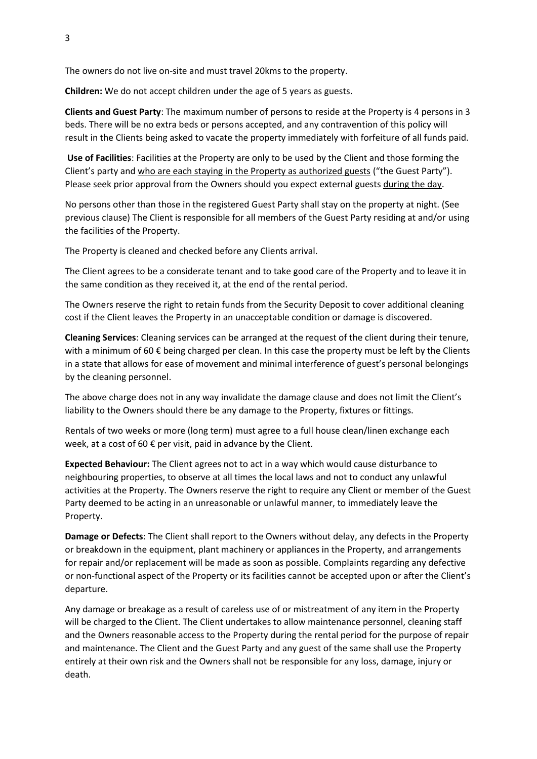The owners do not live on-site and must travel 20kms to the property.

**Children:** We do not accept children under the age of 5 years as guests.

**Clients and Guest Party**: The maximum number of persons to reside at the Property is 4 persons in 3 beds. There will be no extra beds or persons accepted, and any contravention of this policy will result in the Clients being asked to vacate the property immediately with forfeiture of all funds paid.

**Use of Facilities**: Facilities at the Property are only to be used by the Client and those forming the Client's party and <u>who are each staying in the Property as authorized guests</u> ("the Guest Party"). Please seek prior approval from the Owners should you expect external guests <u>during the day</u>.

No persons other than those in the registered Guest Party shall stay on the property at night. (See previous clause) The Client is responsible for all members of the Guest Party residing at and/or using the facilities of the Property.

The Property is cleaned and checked before any Clients arrival.

The Client agrees to be a considerate tenant and to take good care of the Property and to leave it in the same condition as they received it, at the end of the rental period.

The Owners reserve the right to retain funds from the Security Deposit to cover additional cleaning cost if the Client leaves the Property in an unacceptable condition or damage is discovered.

**Cleaning Services**: Cleaning services can be arranged at the request of the client during their tenure, with a minimum of 60 € being charged per clean. In this case the property must be left by the Clients in a state that allows for ease of movement and minimal interference of guest's personal belongings by the cleaning personnel.

The above charge does not in any way invalidate the damage clause and does not limit the Client's liability to the Owners should there be any damage to the Property, fixtures or fittings.

Rentals of two weeks or more (long term) must agree to a full house clean/linen exchange each week, at a cost of 60 € per visit, paid in advance by the Client.

**Expected Behaviour:** The Client agrees not to act in a way which would cause disturbance to neighbouring properties, to observe at all times the local laws and not to conduct any unlawful activities at the Property. The Owners reserve the right to require any Client or member of the Guest Party deemed to be acting in an unreasonable or unlawful manner, to immediately leave the Property.

**Damage or Defects**: The Client shall report to the Owners without delay, any defects in the Property or breakdown in the equipment, plant machinery or appliances in the Property, and arrangements for repair and/or replacement will be made as soon as possible. Complaints regarding any defective or non-functional aspect of the Property or its facilities cannot be accepted upon or after the Client's departure.

Any damage or breakage as a result of careless use of or mistreatment of any item in the Property will be charged to the Client. The Client undertakes to allow maintenance personnel, cleaning staff and the Owners reasonable access to the Property during the rental period for the purpose of repair and maintenance. The Client and the Guest Party and any guest of the same shall use the Property entirely at their own risk and the Owners shall not be responsible for any loss, damage, injury or death.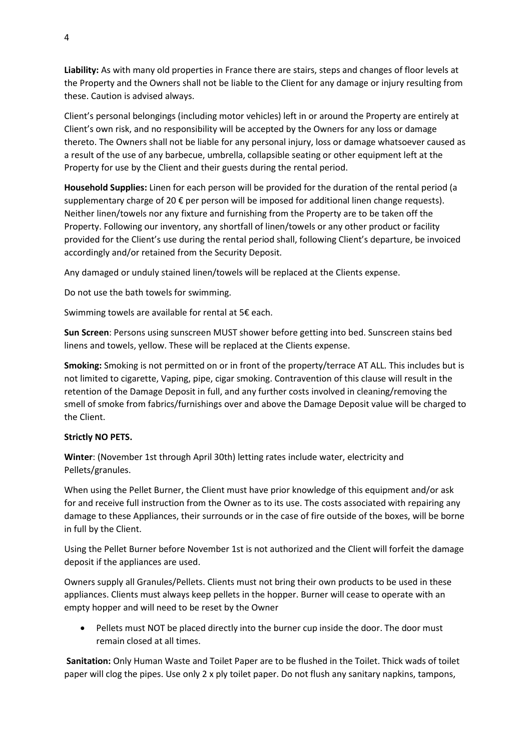**Liability:** As with many old properties in France there are stairs, steps and changes of floor levels at the Property and the Owners shall not be liable to the Client for any damage or injury resulting from these. Caution is advised always.

Client's personal belongings (including motor vehicles) left in or around the Property are entirely at Client's own risk, and no responsibility will be accepted by the Owners for any loss or damage thereto. The Owners shall not be liable for any personal injury, loss or damage whatsoever caused as a result of the use of any barbecue, umbrella, collapsible seating or other equipment left at the Property for use by the Client and their guests during the rental period.

**Household Supplies:** Linen for each person will be provided for the duration of the rental period (a supplementary charge of 20 € per person will be imposed for additional linen change requests). Neither linen/towels nor any fixture and furnishing from the Property are to be taken off the Property. Following our inventory, any shortfall of linen/towels or any other product or facility provided for the Client's use during the rental period shall, following Client's departure, be invoiced accordingly and/or retained from the Security Deposit.

Any damaged or unduly stained linen/towels will be replaced at the Clients expense.

Do not use the bath towels for swimming.

Swimming towels are available for rental at 5€ each.

**Sun Screen**: Persons using sunscreen MUST shower before getting into bed. Sunscreen stains bed linens and towels, yellow. These will be replaced at the Clients expense.

**Smoking:** Smoking is not permitted on or in front of the property/terrace AT ALL. This includes but is not limited to cigarette, Vaping, pipe, cigar smoking. Contravention of this clause will result in the retention of the Damage Deposit in full, and any further costs involved in cleaning/removing the smell of smoke from fabrics/furnishings over and above the Damage Deposit value will be charged to the Client.

**Strictly NO PETS.**

**Winter**: (November 1st through April 30th) letting rates include water, electricity and Pellets/granules.

When using the Pellet Burner, the Client must have prior knowledge of this equipment and/or ask for and receive full instruction from the Owner as to its use. The costs associated with repairing any damage to these Appliances, their surrounds or in the case of fire outside of the boxes, will be borne in full by the Client.

Using the Pellet Burner before November 1st is not authorized and the Client will forfeit the damage deposit if the appliances are used.

Owners supply all Granules/Pellets. Clients must not bring their own products to be used in these appliances. Clients must always keep pellets in the hopper. Burner will cease to operate with an empty hopper and will need to be reset by the Owner

- Pellets must NOT be placed directly into the burner cup inside the door. The door must remain closed at all times.

**Sanitation:** Only Human Waste and Toilet Paper are to be flushed in the Toilet. Thick wads of toilet paper will clog the pipes. Use only 2 x ply toilet paper. Do not flush any sanitary napkins, tampons,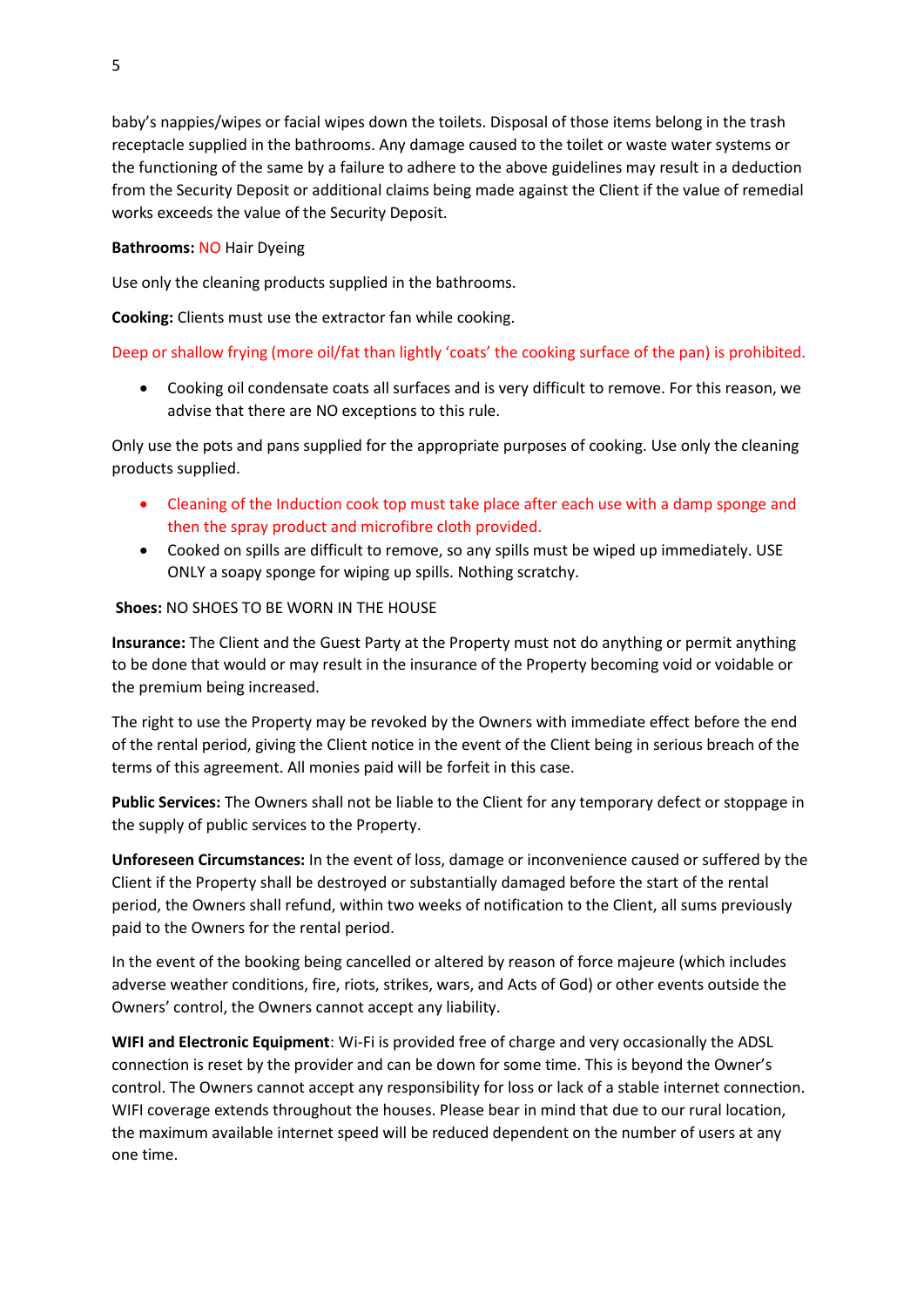baby's nappies/wipes or facial wipes down the toilets. Disposal of those items belong in the trash receptacle supplied in the bathrooms. Any damage caused to the toilet or waste water systems or the functioning of the same by a failure to adhere to the above guidelines may result in a deduction from the Security Deposit or additional claims being made against the Client if the value of remedial works exceeds the value of the Security Deposit.

**Bathrooms:** NO Hair Dyeing

Use only the cleaning products supplied in the bathrooms.

**Cooking:** Clients must use the extractor fan while cooking.

Deep or shallow frying (more oil/fat than lightly 'coats' the cooking surface of the pan) is prohibited.

- Cooking oil condensate coats all surfaces and is very difficult to remove. For this reason, we advise that there are NO exceptions to this rule.

Only use the pots and pans supplied for the appropriate purposes of cooking. Use only the cleaning products supplied.

- Cleaning of the Induction cook top must take place after each use with a damp sponge and then the spray product and microfibre cloth provided.
- Cooked on spills are difficult to remove, so any spills must be wiped up immediately. USE ONLY a soapy sponge for wiping up spills. Nothing scratchy.

**Shoes:** NO SHOES TO BE WORN IN THE HOUSE

**Insurance:** The Client and the Guest Party at the Property must not do anything or permit anything to be done that would or may result in the insurance of the Property becoming void or voidable or the premium being increased.

The right to use the Property may be revoked by the Owners with immediate effect before the end of the rental period, giving the Client notice in the event of the Client being in serious breach of the terms of this agreement. All monies paid will be forfeit in this case.

**Public Services:** The Owners shall not be liable to the Client for any temporary defect or stoppage in the supply of public services to the Property.

**Unforeseen Circumstances:** In the event of loss, damage or inconvenience caused or suffered by the Client if the Property shall be destroyed or substantially damaged before the start of the rental period, the Owners shall refund, within two weeks of notification to the Client, all sums previously paid to the Owners for the rental period.

In the event of the booking being cancelled or altered by reason of force majeure (which includes adverse weather conditions, fire, riots, strikes, wars, and Acts of God) or other events outside the Owners' control, the Owners cannot accept any liability.

**WIFI and Electronic Equipment**: Wi-Fi is provided free of charge and very occasionally the ADSL connection is reset by the provider and can be down for some time. This is beyond the Owner's control. The Owners cannot accept any responsibility for loss or lack of a stable internet connection. WIFI coverage extends throughout the houses. Please bear in mind that due to our rural location, the maximum available internet speed will be reduced dependent on the number of users at any one time.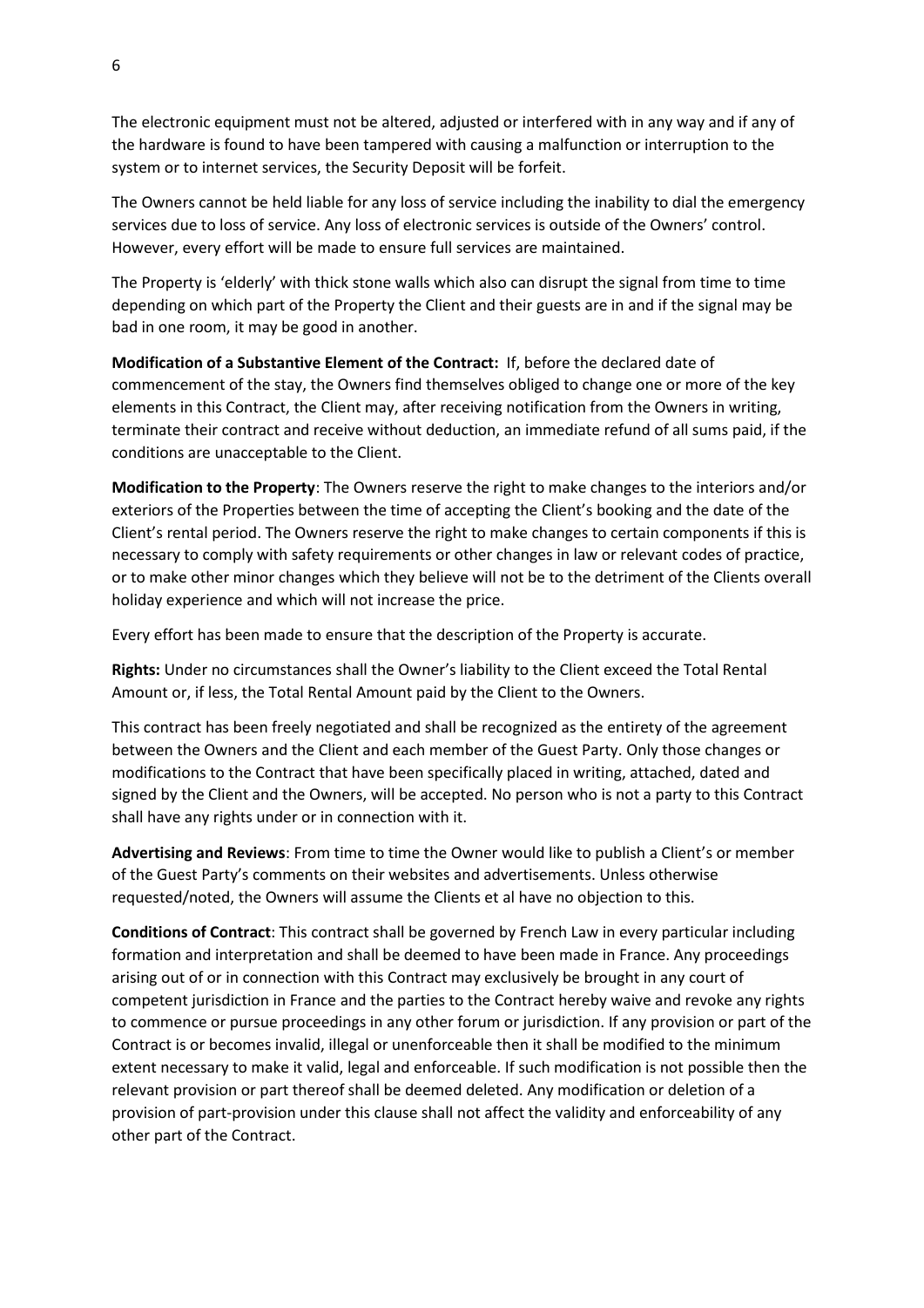The electronic equipment must not be altered, adjusted or interfered with in any way and if any of the hardware is found to have been tampered with causing a malfunction or interruption to the system or to internet services, the Security Deposit will be forfeit.

The Owners cannot be held liable for any loss of service including the inability to dial the emergency services due to loss of service. Any loss of electronic services is outside of the Owners' control. However, every effort will be made to ensure full services are maintained.

The Property is 'elderly' with thick stone walls which also can disrupt the signal from time to time depending on which part of the Property the Client and their guests are in and if the signal may be bad in one room, it may be good in another.

**Modification of a Substantive Element of the Contract:** If, before the declared date of commencement of the stay, the Owners find themselves obliged to change one or more of the key elements in this Contract, the Client may, after receiving notification from the Owners in writing, terminate their contract and receive without deduction, an immediate refund of all sums paid, if the conditions are unacceptable to the Client.

**Modification to the Property**: The Owners reserve the right to make changes to the interiors and/or exteriors of the Properties between the time of accepting the Client's booking and the date of the Client's rental period. The Owners reserve the right to make changes to certain components if this is necessary to comply with safety requirements or other changes in law or relevant codes of practice, or to make other minor changes which they believe will not be to the detriment of the Clients overall holiday experience and which will not increase the price.

Every effort has been made to ensure that the description of the Property is accurate.

**Rights:** Under no circumstances shall the Owner's liability to the Client exceed the Total Rental Amount or, if less, the Total Rental Amount paid by the Client to the Owners.

This contract has been freely negotiated and shall be recognized as the entirety of the agreement between the Owners and the Client and each member of the Guest Party. Only those changes or modifications to the Contract that have been specifically placed in writing, attached, dated and signed by the Client and the Owners, will be accepted. No person who is not a party to this Contract shall have any rights under or in connection with it.

**Advertising and Reviews**: From time to time the Owner would like to publish a Client's or member of the Guest Party's comments on their websites and advertisements. Unless otherwise requested/noted, the Owners will assume the Clients et al have no objection to this.

**Conditions of Contract**: This contract shall be governed by French Law in every particular including formation and interpretation and shall be deemed to have been made in France. Any proceedings arising out of or in connection with this Contract may exclusively be brought in any court of competent jurisdiction in France and the parties to the Contract hereby waive and revoke any rights to commence or pursue proceedings in any other forum or jurisdiction. If any provision or part of the Contract is or becomes invalid, illegal or unenforceable then it shall be modified to the minimum extent necessary to make it valid, legal and enforceable. If such modification is not possible then the relevant provision or part thereof shall be deemed deleted. Any modification or deletion of a provision of part-provision under this clause shall not affect the validity and enforceability of any other part of the Contract.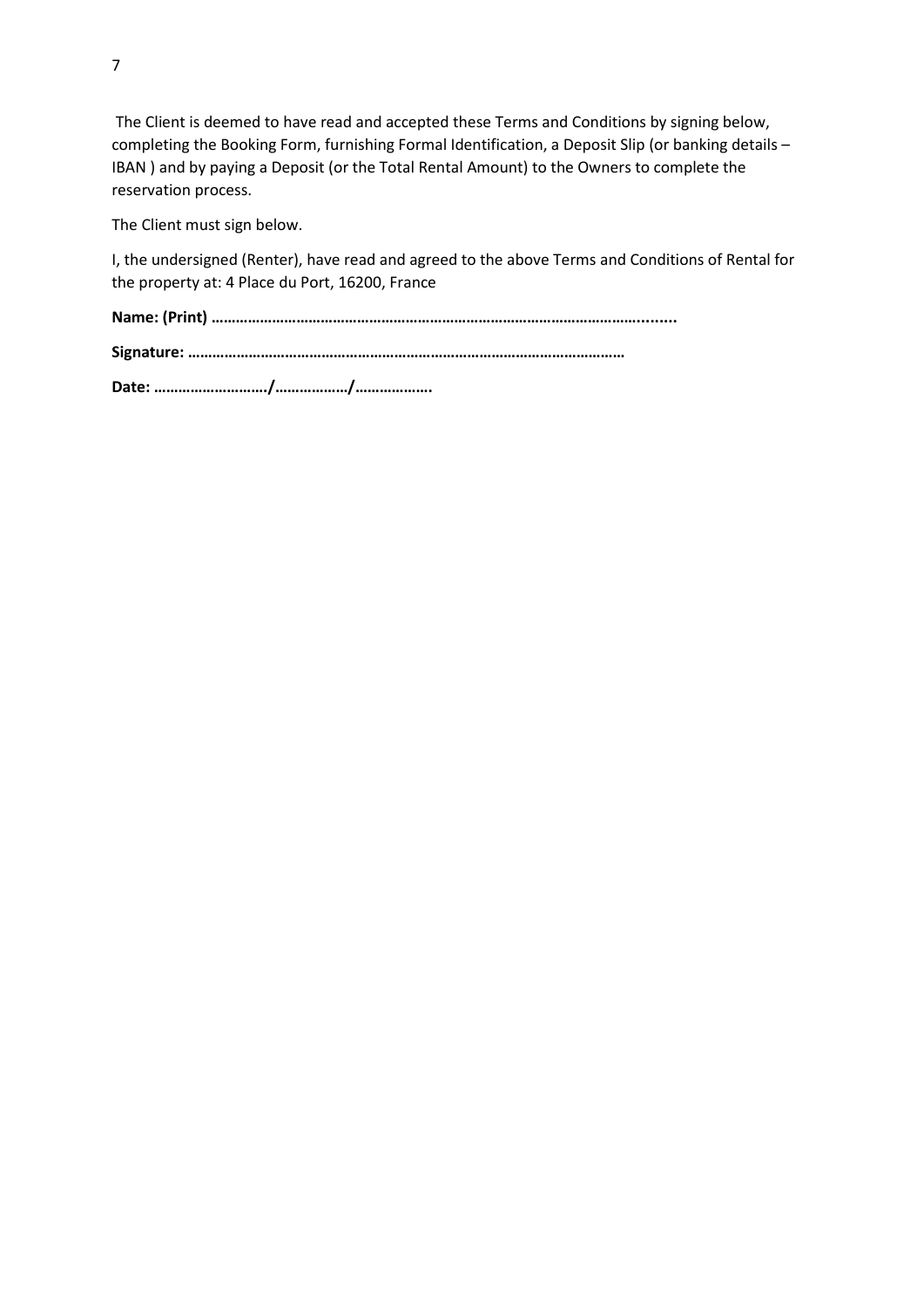The Client is deemed to have read and accepted these Terms and Conditions by signing below, completing the Booking Form, furnishing Formal Identification, a Deposit Slip (or banking details – IBAN ) and by paying a Deposit (or the Total Rental Amount) to the Owners to complete the reservation process.

The Client must sign below.

I, the undersigned (Renter), have read and agreed to the above Terms and Conditions of Rental for the property at: 4 Place du Port, 16200, France

**Name: (Print) …………………………………………………………………………………………………........**

**Signature: ………………………………………………………………………………………………**

**Date: ………………………/……………../……………….**